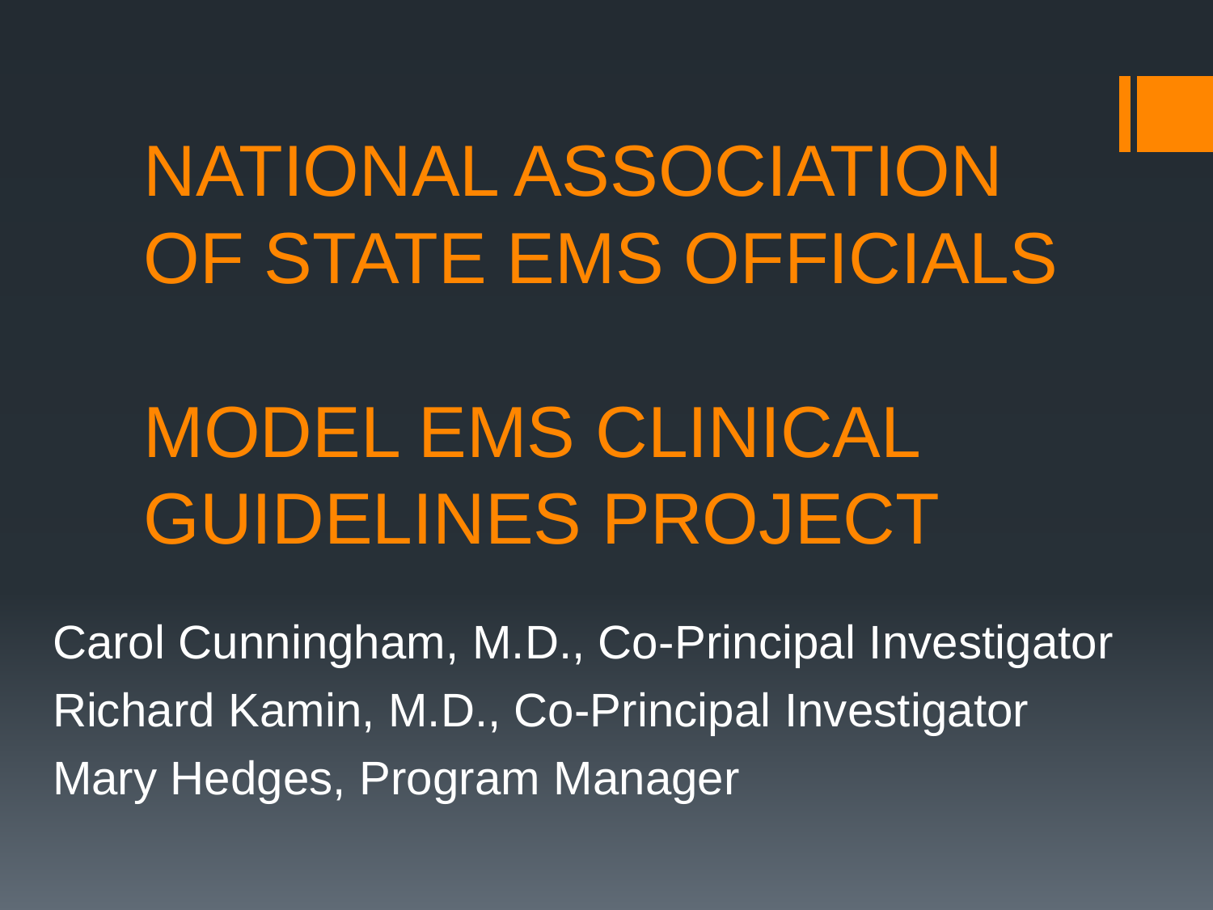# NATIONAL ASSOCIATION OF STATE EMS OFFICIALS

# MODEL EMS CLINICAL GUIDELINES PROJECT

Carol Cunningham, M.D., Co-Principal Investigator

Richard Kamin, M.D., Co-Principal Investigator

Mary Hedges, Program Manager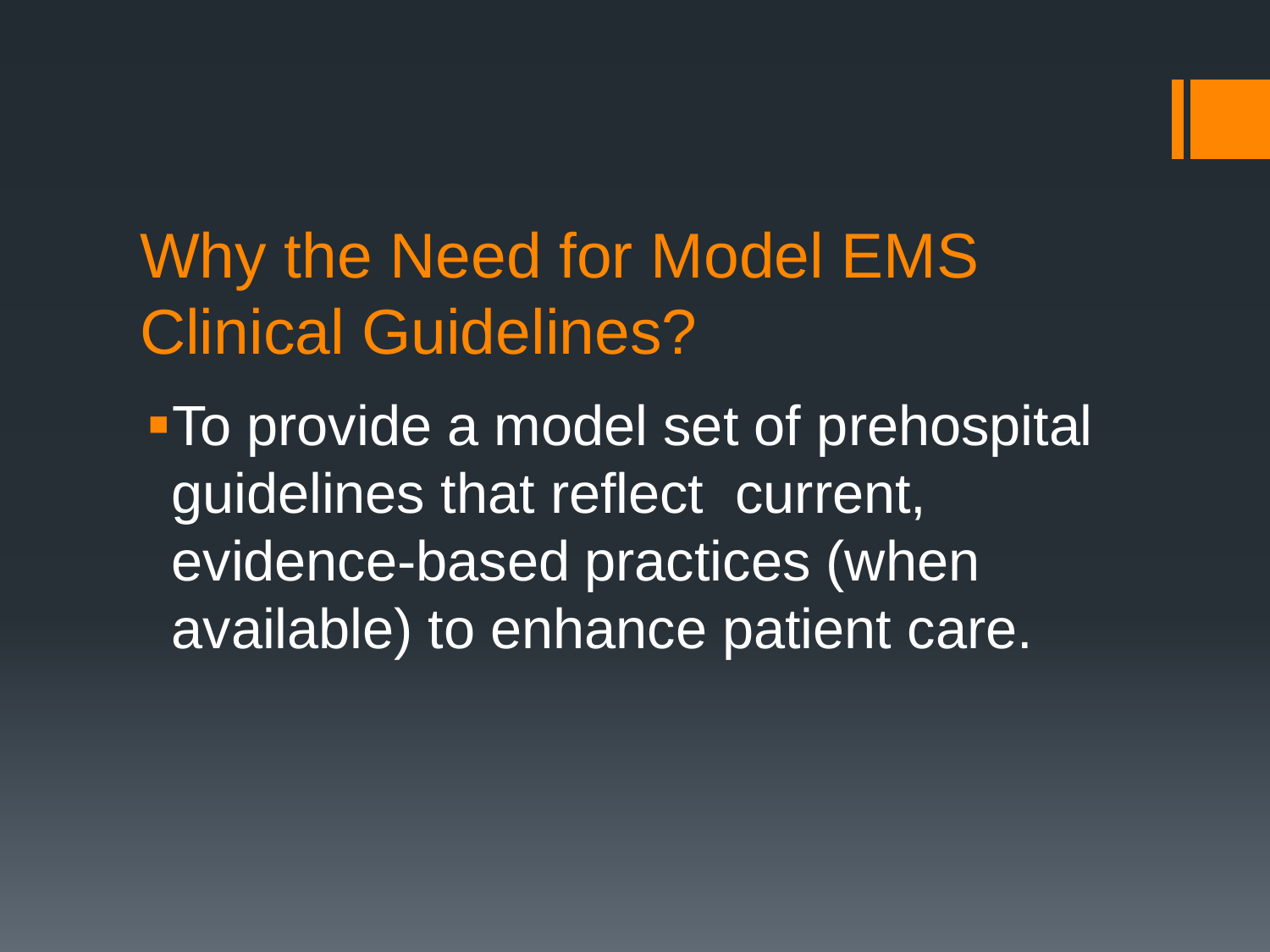# Why the Need for Model EMS Clinical Guidelines?

- To provide a model set of prehospital guidelines that reflect current, evidence-based practices (when available) to enhance patient care.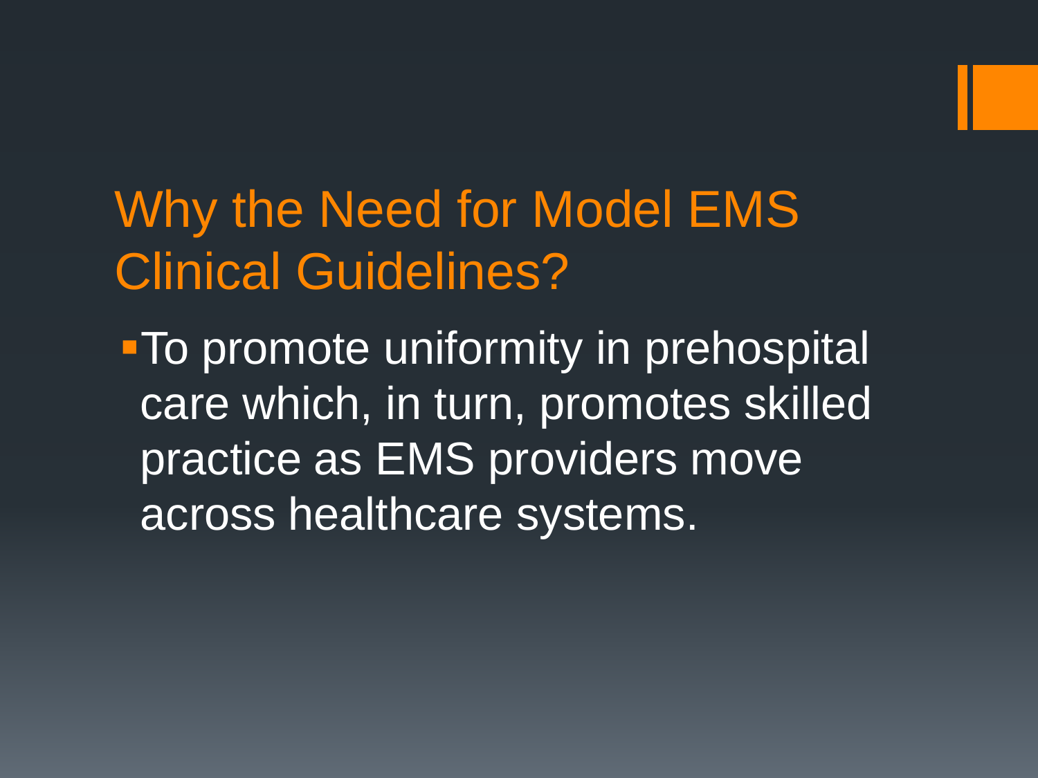# Why the Need for Model EMS Clinical Guidelines?

- To promote uniformity in prehospital care which, in turn, promotes skilled practice as EMS providers move across healthcare systems.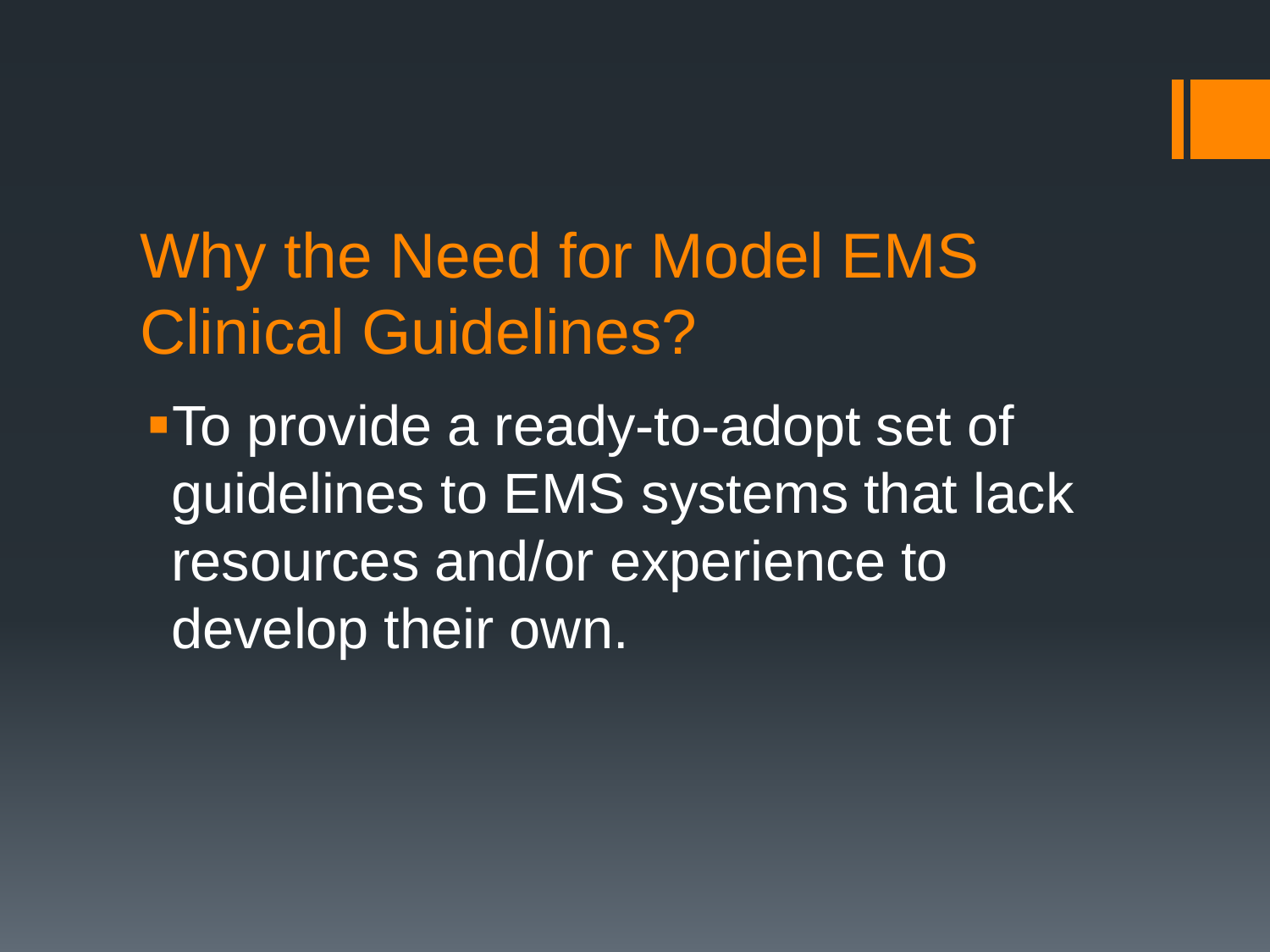# Why the Need for Model EMS Clinical Guidelines?

- To provide a ready-to-adopt set of guidelines to EMS systems that lack resources and/or experience to develop their own.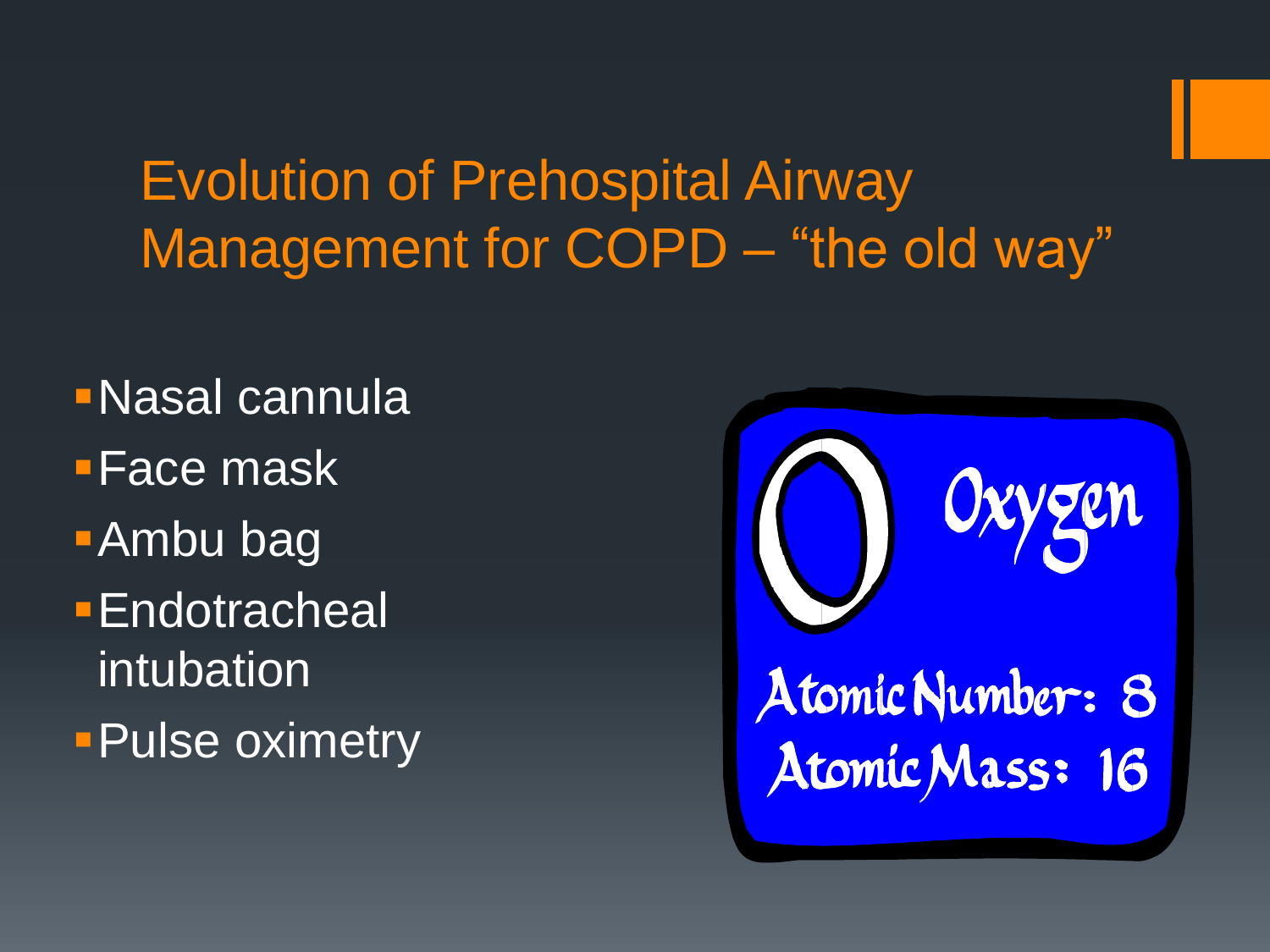# Evolution of Prehospital Airway Management for COPD – "the old way"

- Nasal cannula
- Face mask
- Ambu bag
- Endotracheal intubation
- Pulse oximetry

O Oxygen

Atomic Number: 8

Atomic Mass: 16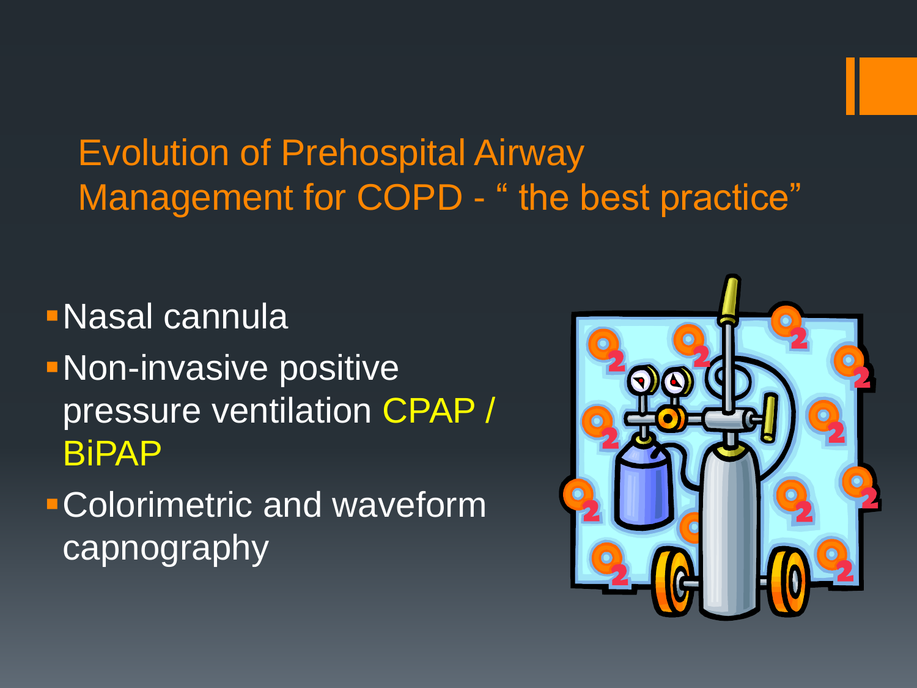# Evolution of Prehospital Airway Management for COPD - " the best practice"

- Nasal cannula
- Non-invasive positive pressure ventilation CPAP / BiPAP
- Colorimetric and waveform capnography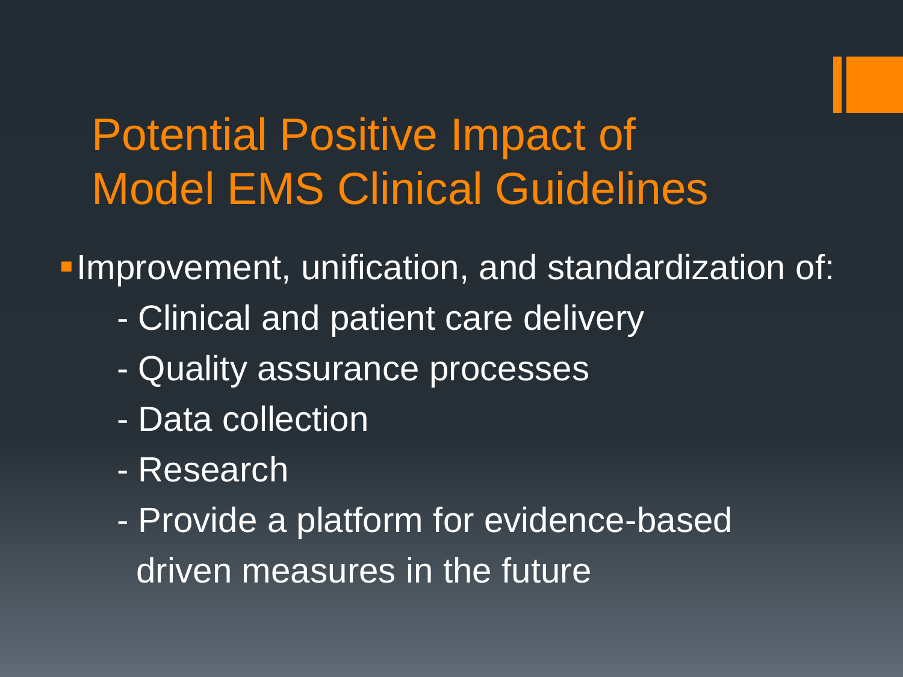# Potential Positive Impact of Model EMS Clinical Guidelines

- Improvement, unification, and standardization of:
  - Clinical and patient care delivery
  - Quality assurance processes
  - Data collection
  - Research
  - Provide a platform for evidence-based driven measures in the future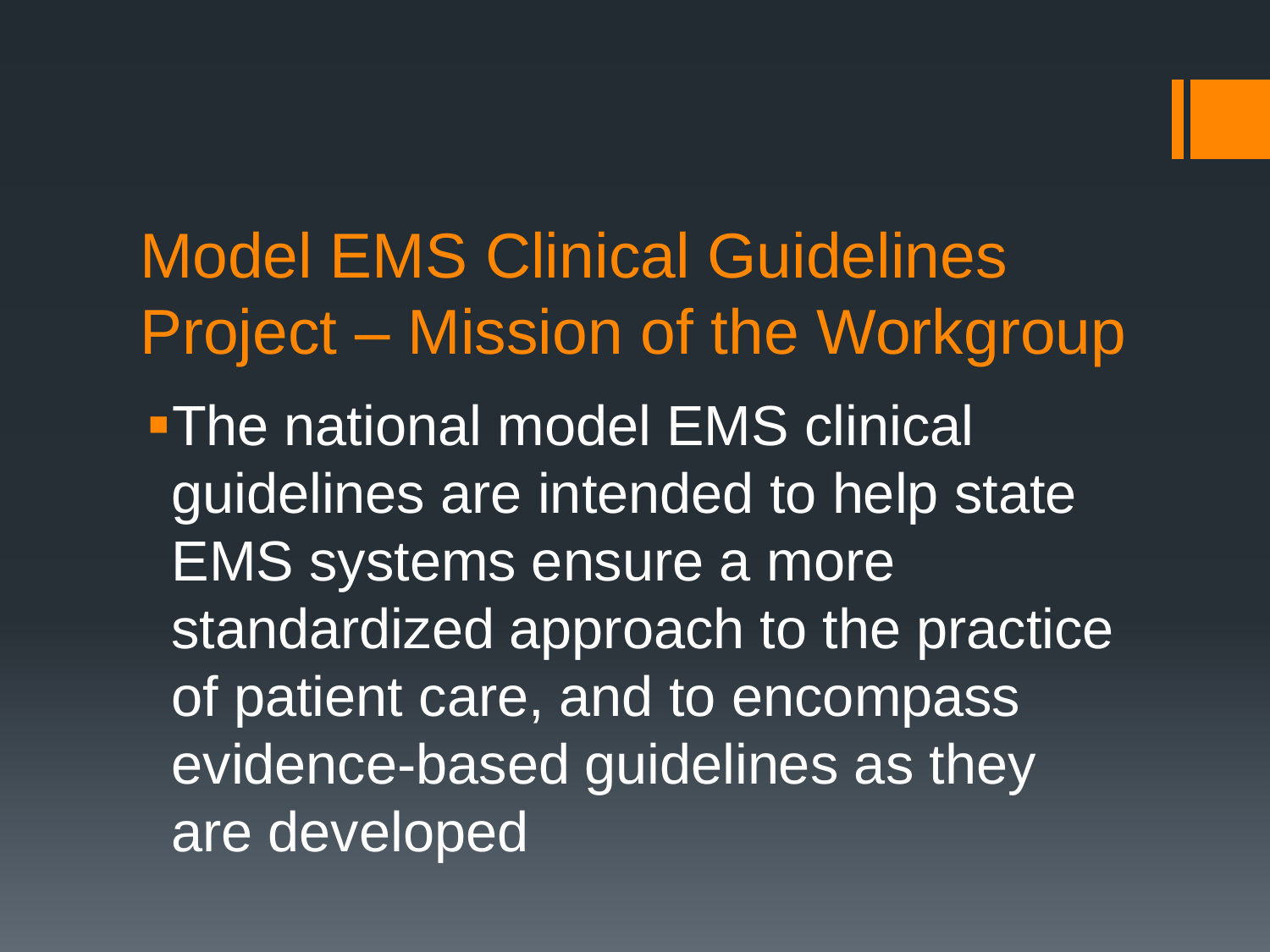# Model EMS Clinical Guidelines Project – Mission of the Workgroup

- The national model EMS clinical guidelines are intended to help state EMS systems ensure a more standardized approach to the practice of patient care, and to encompass evidence-based guidelines as they are developed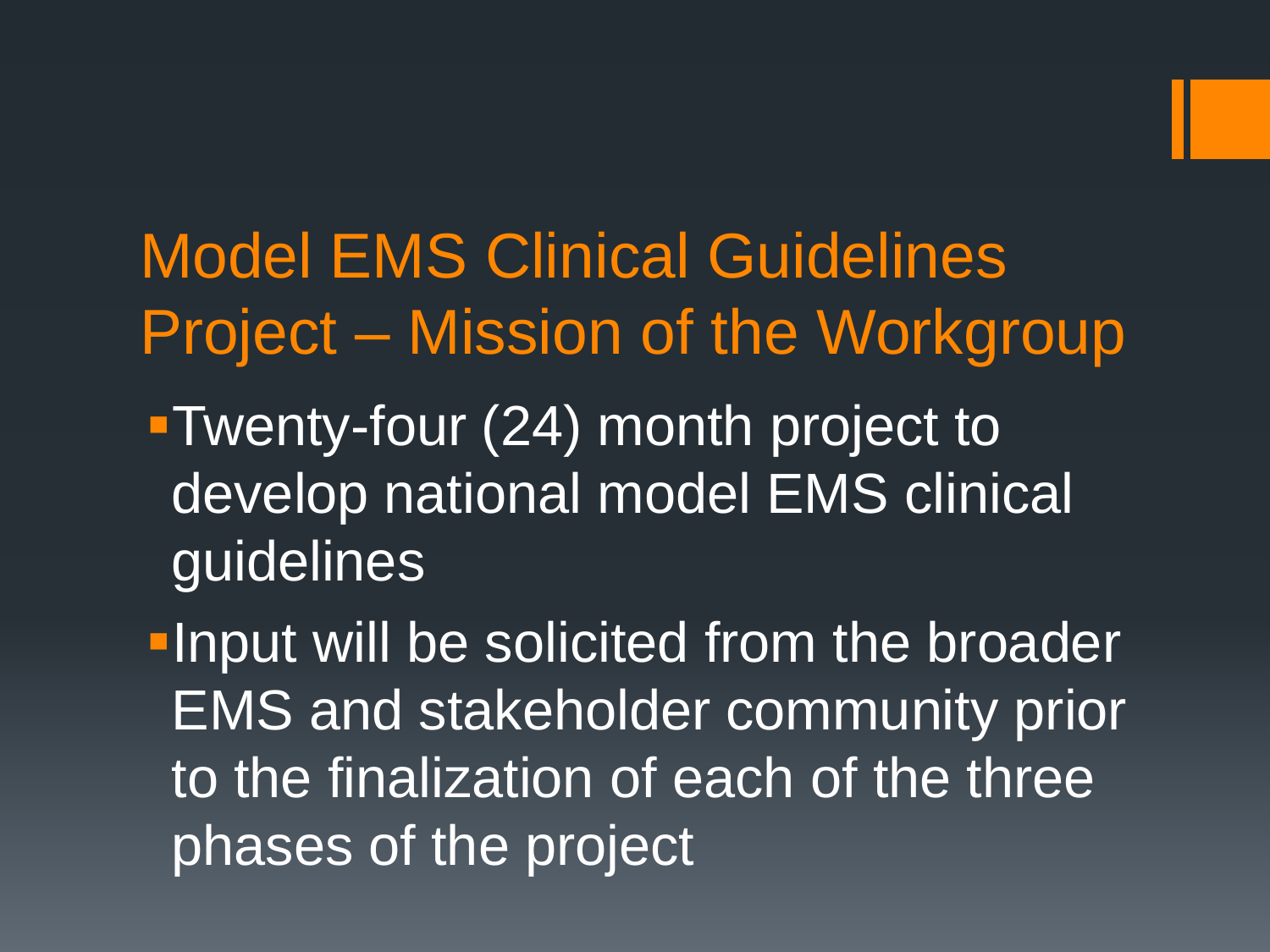# Model EMS Clinical Guidelines Project – Mission of the Workgroup

- Twenty-four (24) month project to develop national model EMS clinical guidelines
- Input will be solicited from the broader EMS and stakeholder community prior to the finalization of each of the three phases of the project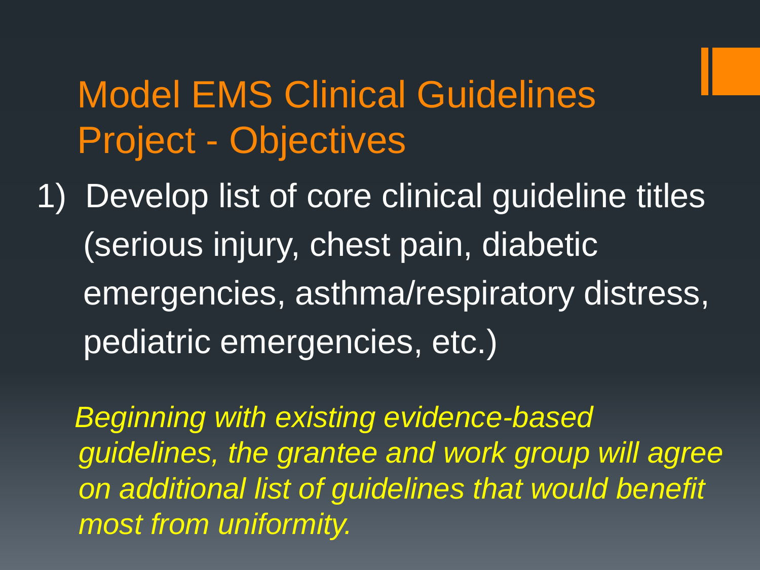# Model EMS Clinical Guidelines Project - Objectives

1) Develop list of core clinical guideline titles (serious injury, chest pain, diabetic emergencies, asthma/respiratory distress, pediatric emergencies, etc.)

*Beginning with existing evidence-based guidelines, the grantee and work group will agree on additional list of guidelines that would benefit most from uniformity.*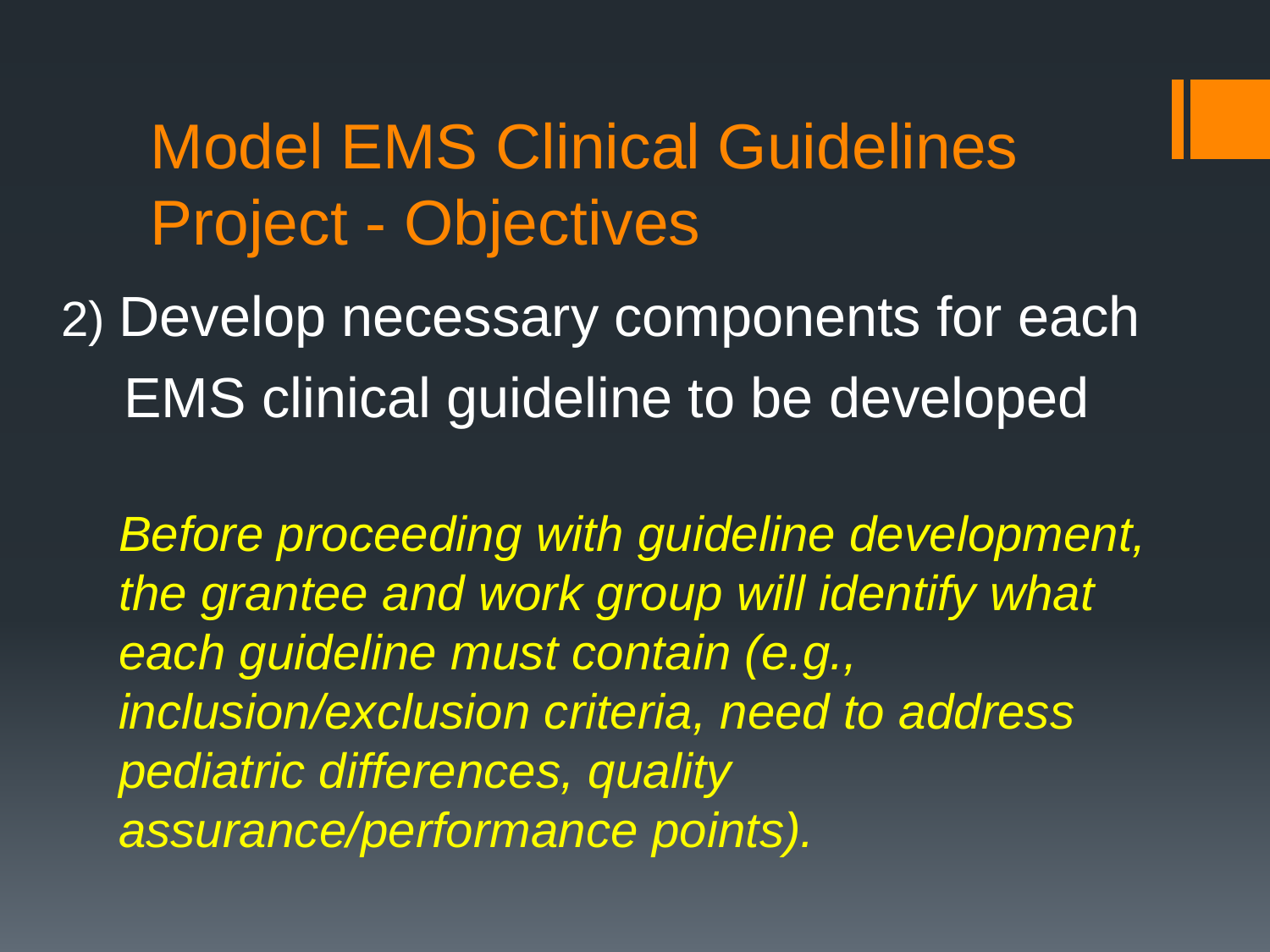# Model EMS Clinical Guidelines Project - Objectives

2) Develop necessary components for each EMS clinical guideline to be developed

*Before proceeding with guideline development, the grantee and work group will identify what each guideline must contain (e.g., inclusion/exclusion criteria, need to address pediatric differences, quality assurance/performance points).*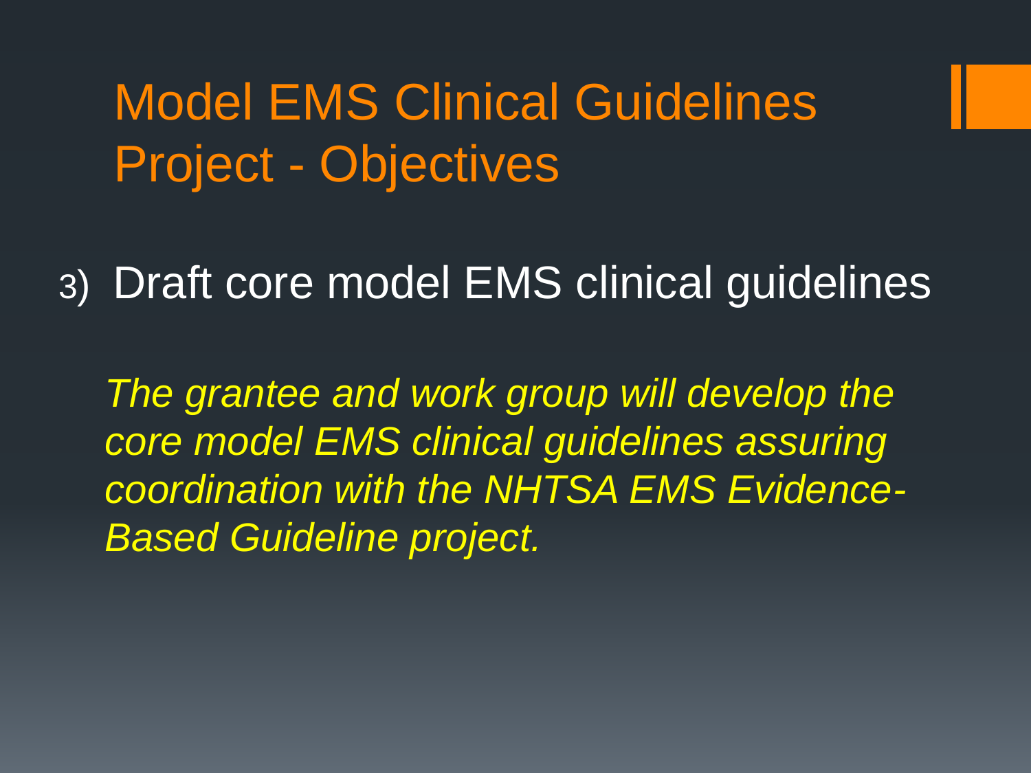# Model EMS Clinical Guidelines Project - Objectives

3) Draft core model EMS clinical guidelines

*The grantee and work group will develop the core model EMS clinical guidelines assuring coordination with the NHTSA EMS Evidence-Based Guideline project.*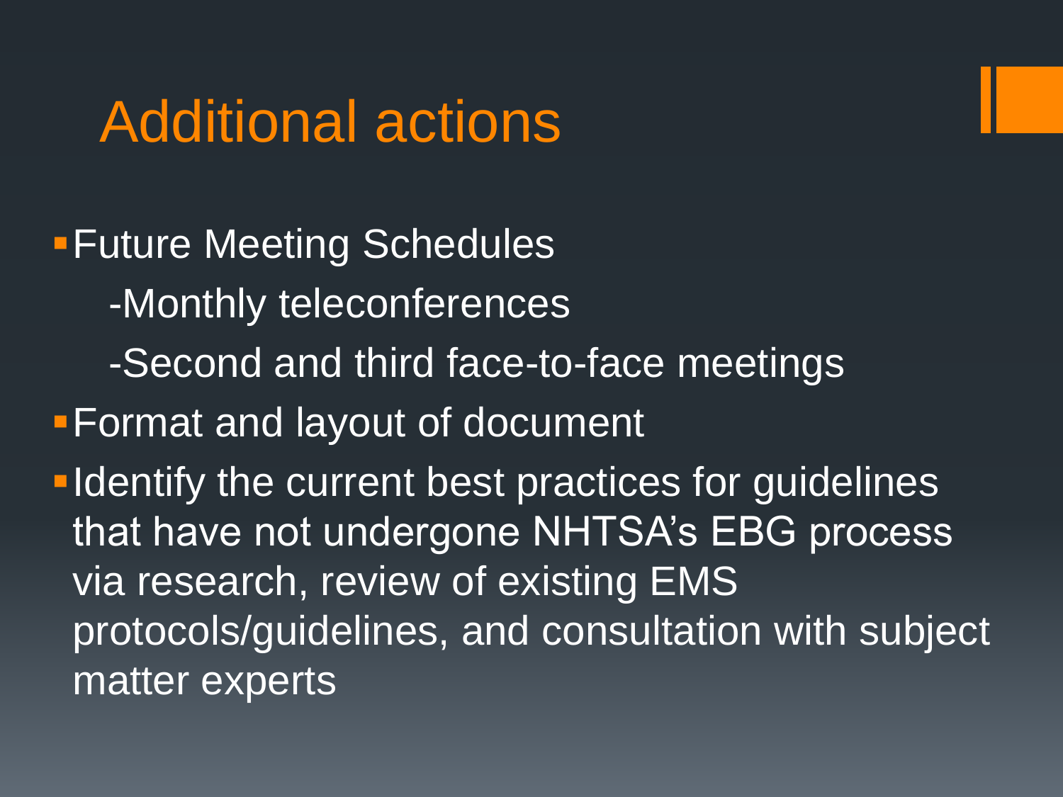# Additional actions

- Future Meeting Schedules
  - Monthly teleconferences
  - Second and third face-to-face meetings
- Format and layout of document
- Identify the current best practices for guidelines that have not undergone NHTSA's EBG process via research, review of existing EMS protocols/guidelines, and consultation with subject matter experts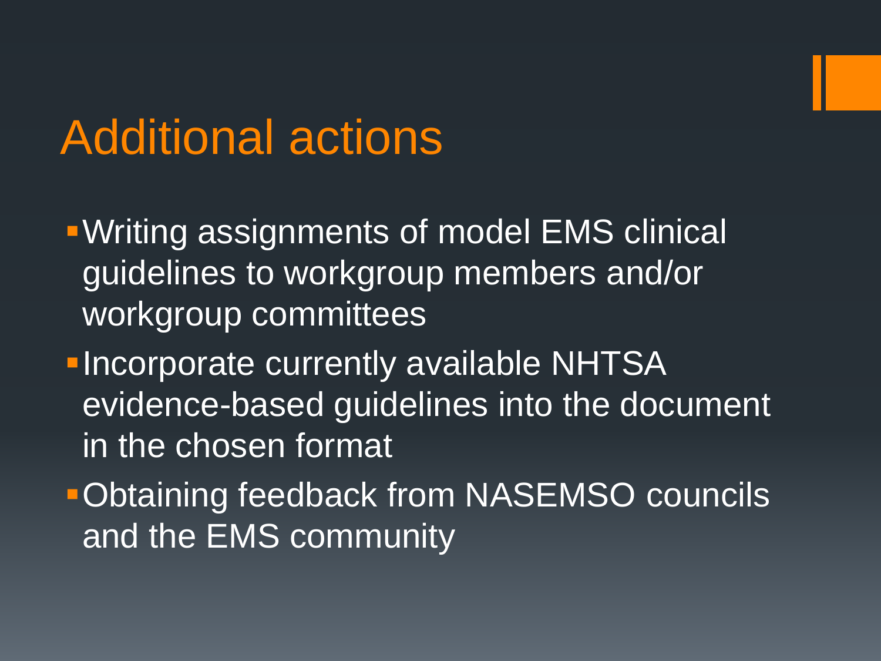# Additional actions

- Writing assignments of model EMS clinical guidelines to workgroup members and/or workgroup committees
- Incorporate currently available NHTSA evidence-based guidelines into the document in the chosen format
- Obtaining feedback from NASEMSO councils and the EMS community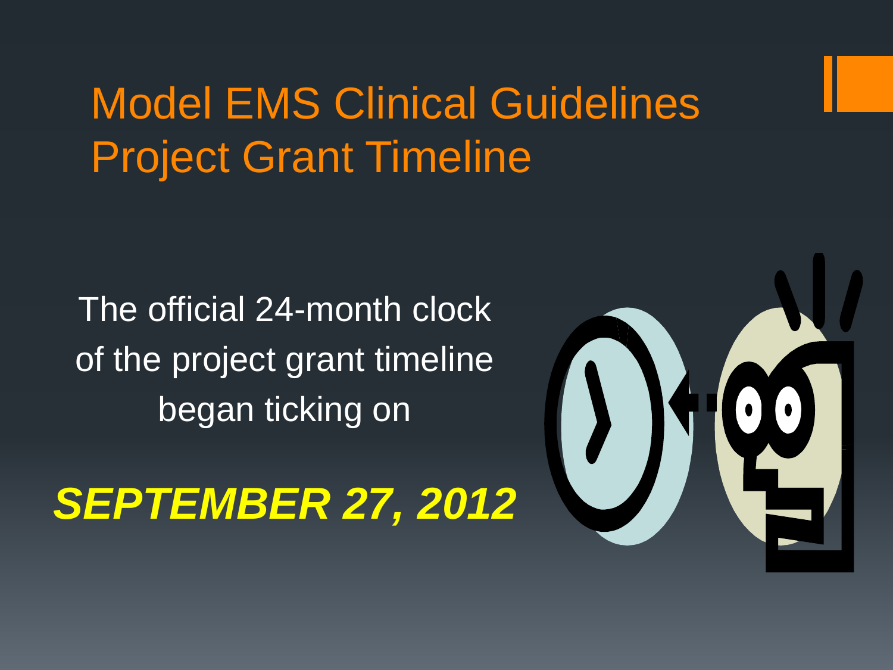# Model EMS Clinical Guidelines Project Grant Timeline

The official 24-month clock of the project grant timeline began ticking on

***SEPTEMBER 27, 2012***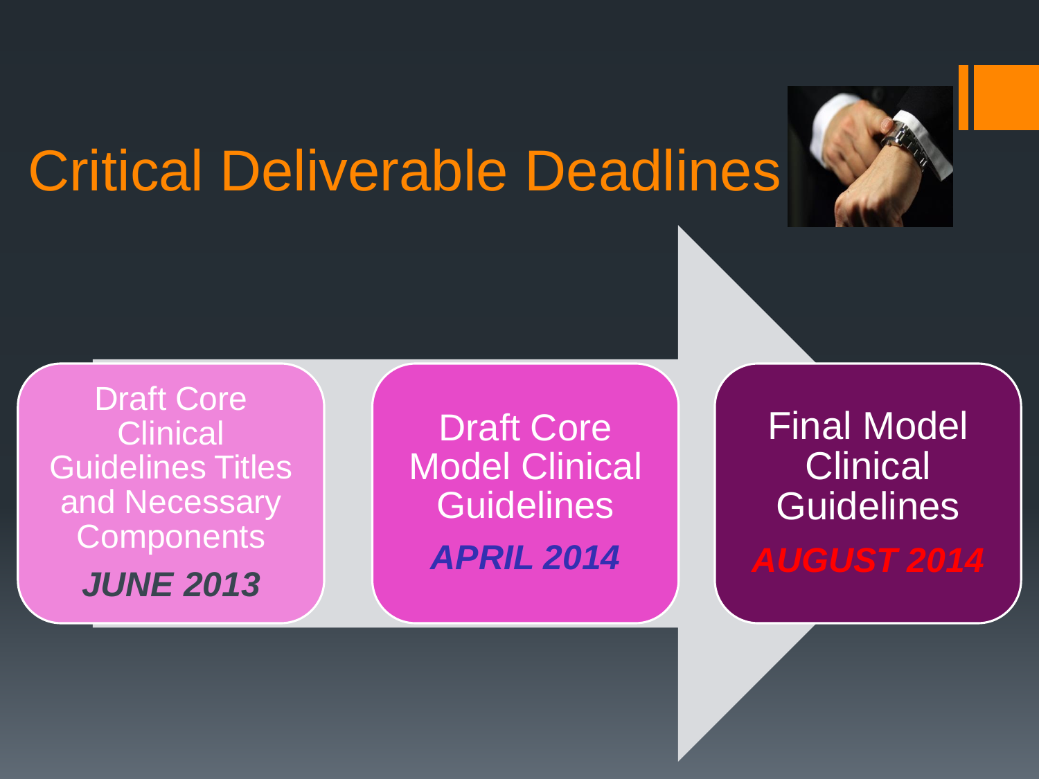# Critical Deliverable Deadlines

- Draft Core Clinical Guidelines Titles and Necessary Components
  ***JUNE 2013***
- Draft Core Model Clinical Guidelines
  ***APRIL 2014***
- Final Model Clinical Guidelines
  ***AUGUST 2014***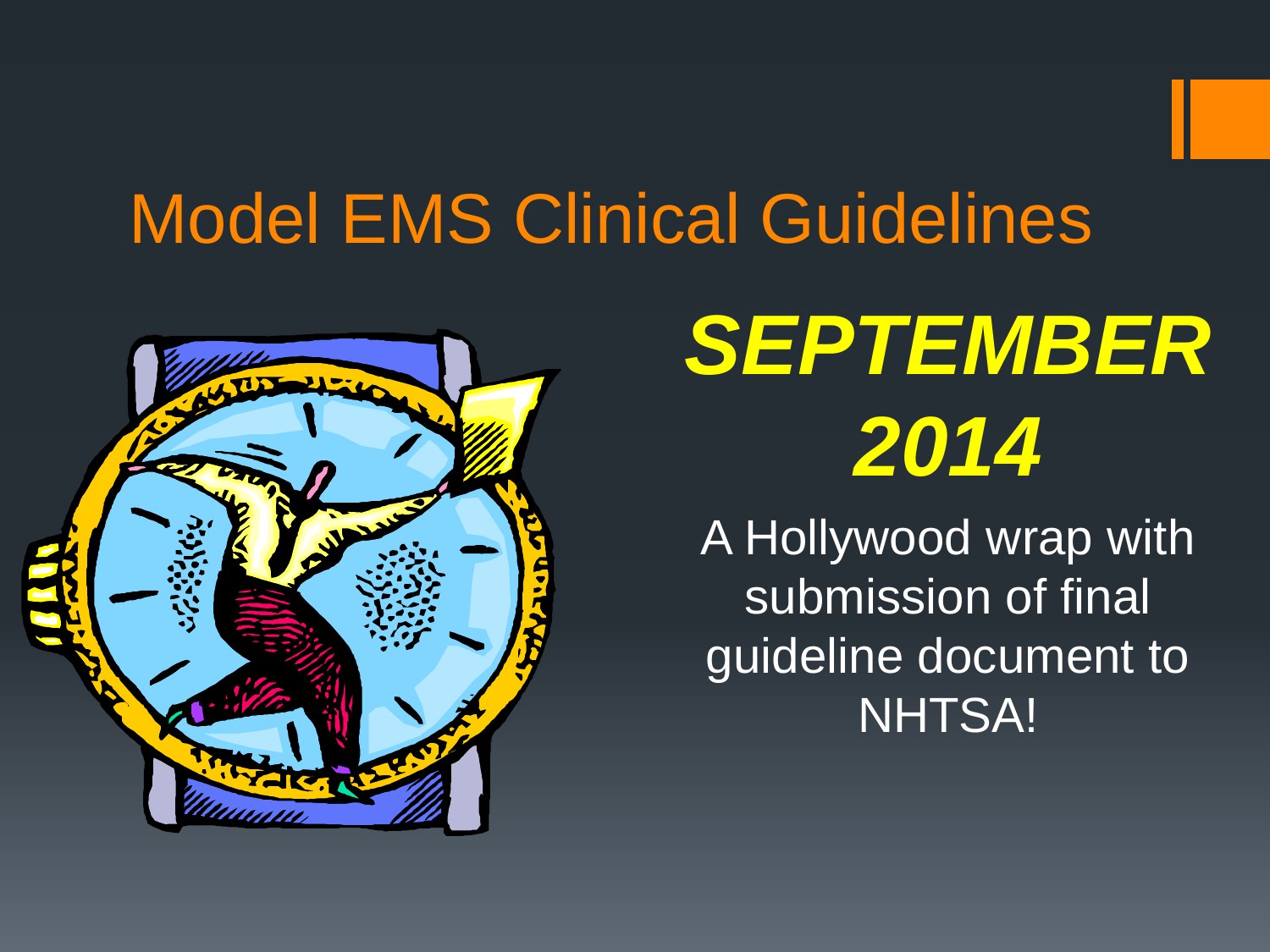# Model EMS Clinical Guidelines

## ***SEPTEMBER 2014***

A Hollywood wrap with submission of final guideline document to NHTSA!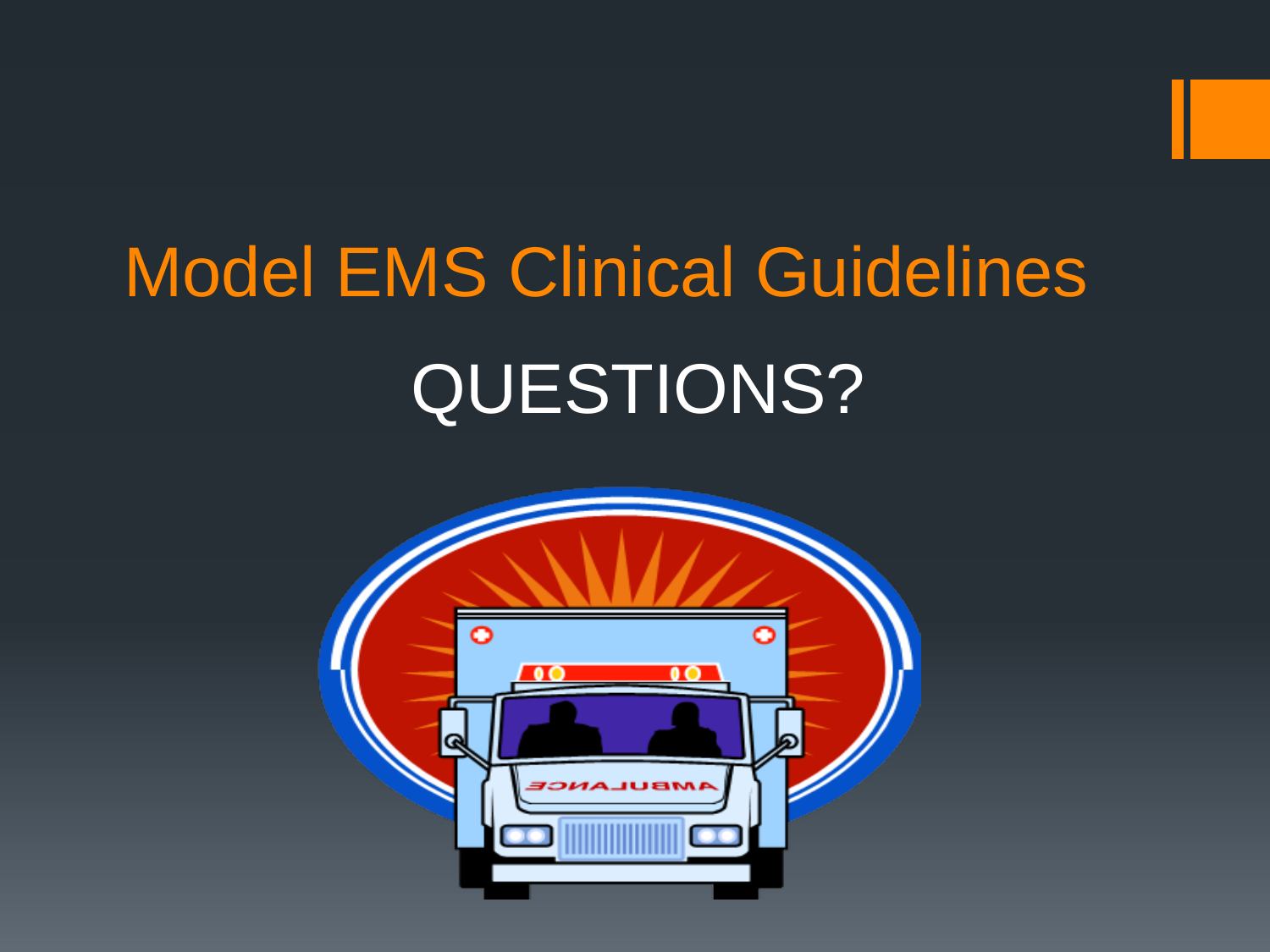# Model EMS Clinical Guidelines

QUESTIONS?